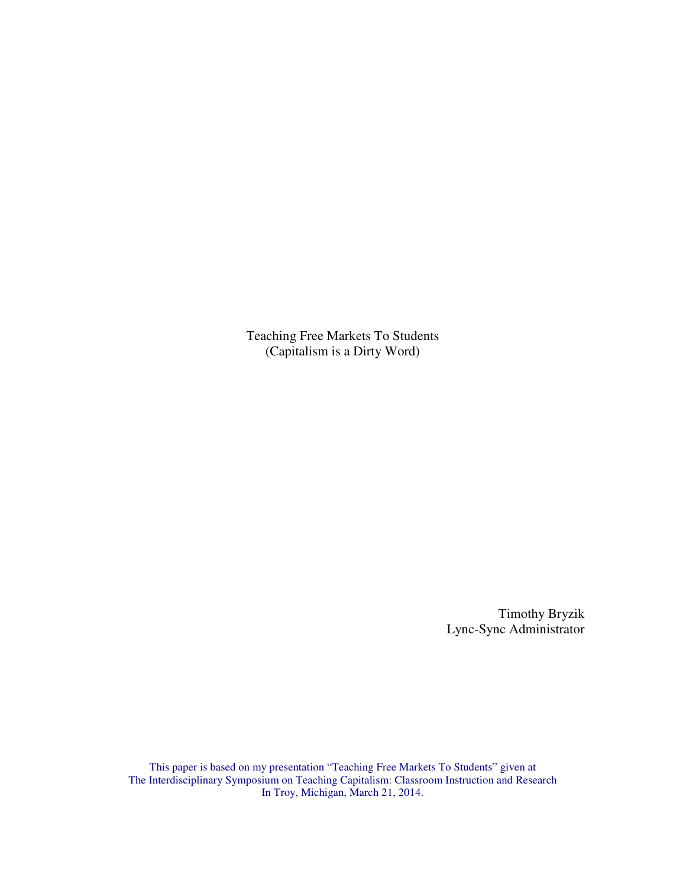# Teaching Free Markets To Students
## (Capitalism is a Dirty Word)

Timothy Bryzik
Lync-Sync Administrator

This paper is based on my presentation "Teaching Free Markets To Students" given at The Interdisciplinary Symposium on Teaching Capitalism: Classroom Instruction and Research In Troy, Michigan, March 21, 2014.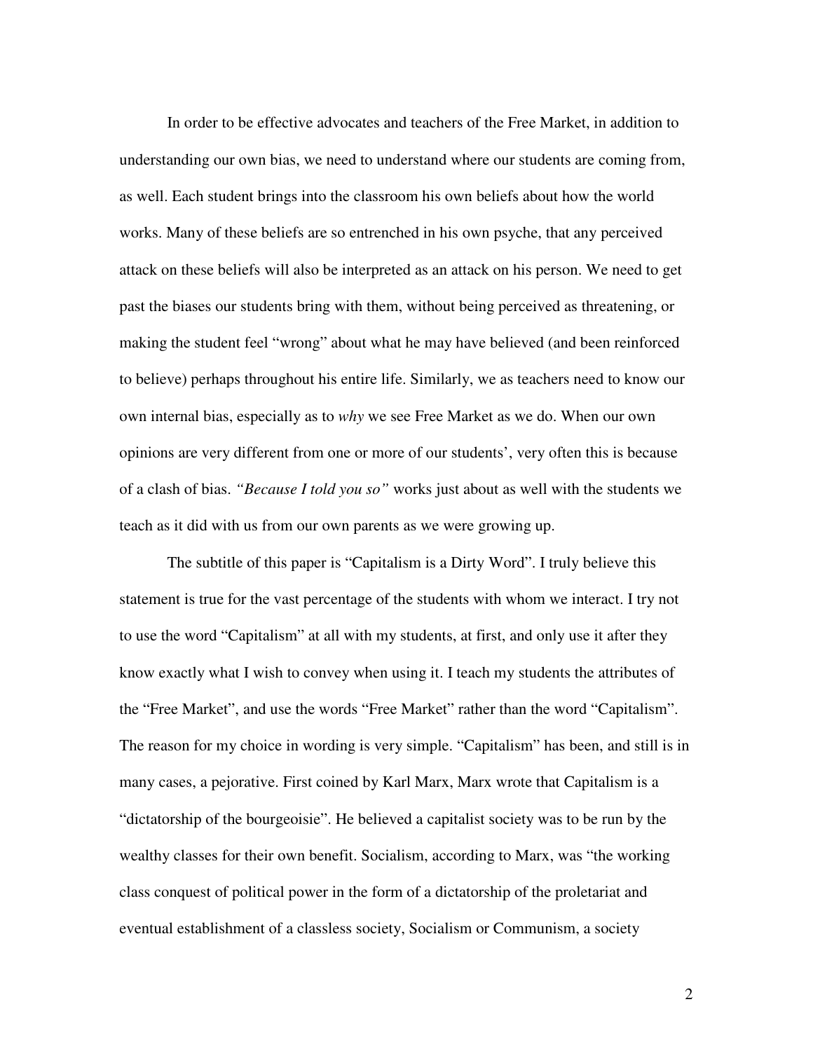In order to be effective advocates and teachers of the Free Market, in addition to understanding our own bias, we need to understand where our students are coming from, as well. Each student brings into the classroom his own beliefs about how the world works. Many of these beliefs are so entrenched in his own psyche, that any perceived attack on these beliefs will also be interpreted as an attack on his person. We neeed to get past the biases our students bring with them, without being perceived as threatening, or making the student feel "wrong" about what he may have believed (and been reinforced to believe) perhaps throughout his entire life. Similarly, we as teachers need to know our own internal bias, especially as to *why* we see Free Market as we do. When our own opinions are very different from one or more of our students', very often this is because of a clash of bias. *"Because I told you so"* works just about as well with the students we teach as it did with us from our own parents as we were growing up.

The subtitle of this paper is "Capitalism is a Dirty Word". I truly believe this statement is true for the vast percentage of the students with whom we interact. I try not to use the word "Capitalism" at all with my students, at first, and only use it after they know exactly what I wish to convey when using it. I teach my students the attributes of the "Free Market", and use the words "Free Market" rather than the word "Capitalism". The reason for my choice in wording is very simple. "Capitalism" has been, and still is in many cases, a pejorative. First coined by Karl Marx, Marx wrote that Capitalism is a "dictatorship of the bourgeoisie". He believed a capitalist society was to be run by the wealthy classes for their own benefit. Socialism, according to Marx, was "the working class conquest of political power in the form of a dictatorship of the proletariat and eventual establishment of a classless society, Socialism or Communism, a society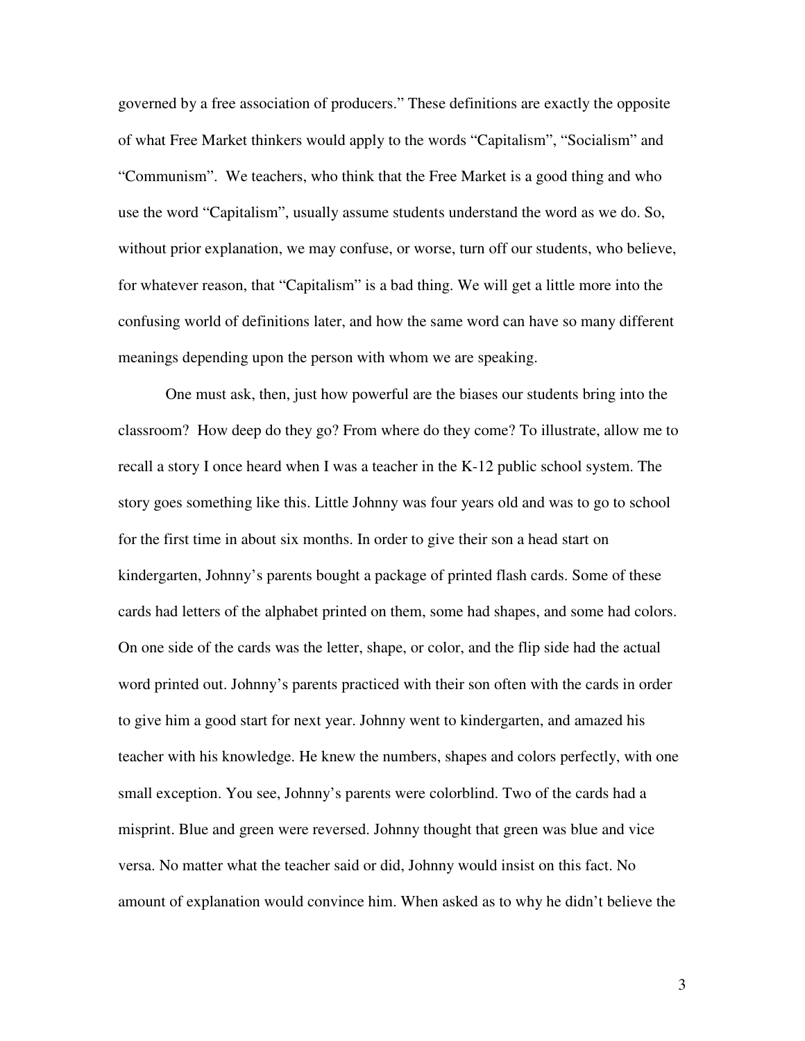governed by a free association of producers." These definitions are exactly the opposite of what Free Market thinkers would apply to the words "Capitalism", "Socialism" and "Communism". We teachers, who think that the Free Market is a good thing and who use the word "Capitalism", usually assume students understand the word as we do. So, without prior explanation, we may confuse, or worse, turn off our students, who believe, for whatever reason, that "Capitalism" is a bad thing. We will get a little more into the confusing world of definitions later, and how the same word can have so many different meanings depending upon the person with whom we are speaking.

One must ask, then, just how powerful are the biases our students bring into the classroom? How deep do they go? From where do they come? To illustrate, allow me to recall a story I once heard when I was a teacher in the K-12 public school system. The story goes something like this. Little Johnny was four years old and was to go to school for the first time in about six months. In order to give their son a head start on kindergarten, Johnny's parents bought a package of printed flash cards. Some of these cards had letters of the alphabet printed on them, some had shapes, and some had colors. On one side of the cards was the letter, shape, or color, and the flip side had the actual word printed out. Johnny's parents practiced with their son often with the cards in order to give him a good start for next year. Johnny went to kindergarten, and amazed his teacher with his knowledge. He knew the numbers, shapes and colors perfectly, with one small exception. You see, Johnny's parents were colorblind. Two of the cards had a misprint. Blue and green were reversed. Johnny thought that green was blue and vice versa. No matter what the teacher said or did, Johnny would insist on this fact. No amount of explanation would convince him. When asked as to why he didn't believe the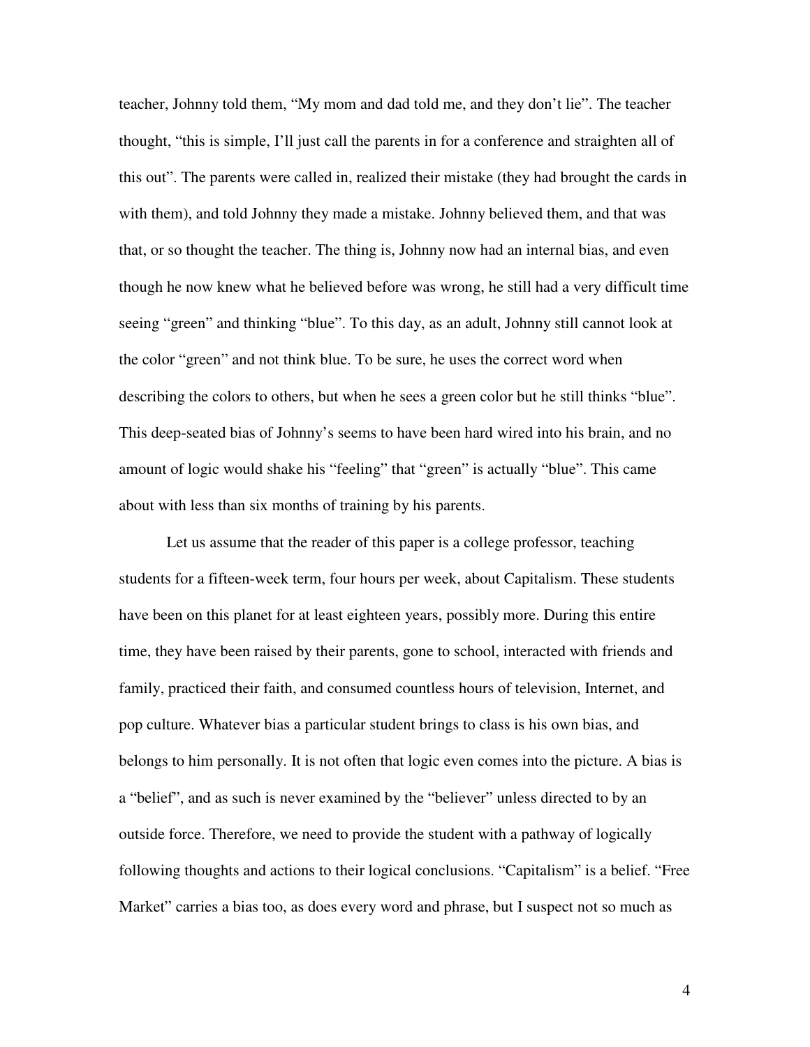teacher, Johnny told them, "My mom and dad told me, and they don't lie". The teacher thought, "this is simple, I'll just call the parents in for a conference and straighten all of this out". The parents were called in, realized their mistake (they had brought the cards in with them), and told Johnny they made a mistake. Johnny believed them, and that was that, or so thought the teacher. The thing is, Johnny now had an internal bias, and even though he now knew what he believed before was wrong, he still had a very difficult time seeing "green" and thinking "blue". To this day, as an adult, Johnny still cannot look at the color "green" and not think blue. To be sure, he uses the correct word when describing the colors to others, but when he sees a green color but he still thinks "blue". This deep-seated bias of Johnny's seems to have been hard wired into his brain, and no amount of logic would shake his "feeling" that "green" is actually "blue". This came about with less than six months of training by his parents.

Let us assume that the reader of this paper is a college professor, teaching students for a fifteen-week term, four hours per week, about Capitalism. These students have been on this planet for at least eighteen years, possibly more. During this entire time, they have been raised by their parents, gone to school, interacted with friends and family, practiced their faith, and consumed countless hours of television, Internet, and pop culture. Whatever bias a particular student brings to class is his own bias, and belongs to him personally. It is not often that logic even comes into the picture. A bias is a "belief", and as such is never examined by the "believer" unless directed to by an outside force. Therefore, we need to provide the student with a pathway of logically following thoughts and actions to their logical conclusions. "Capitalism" is a belief. "Free Market" carries a bias too, as does every word and phrase, but I suspect not so much as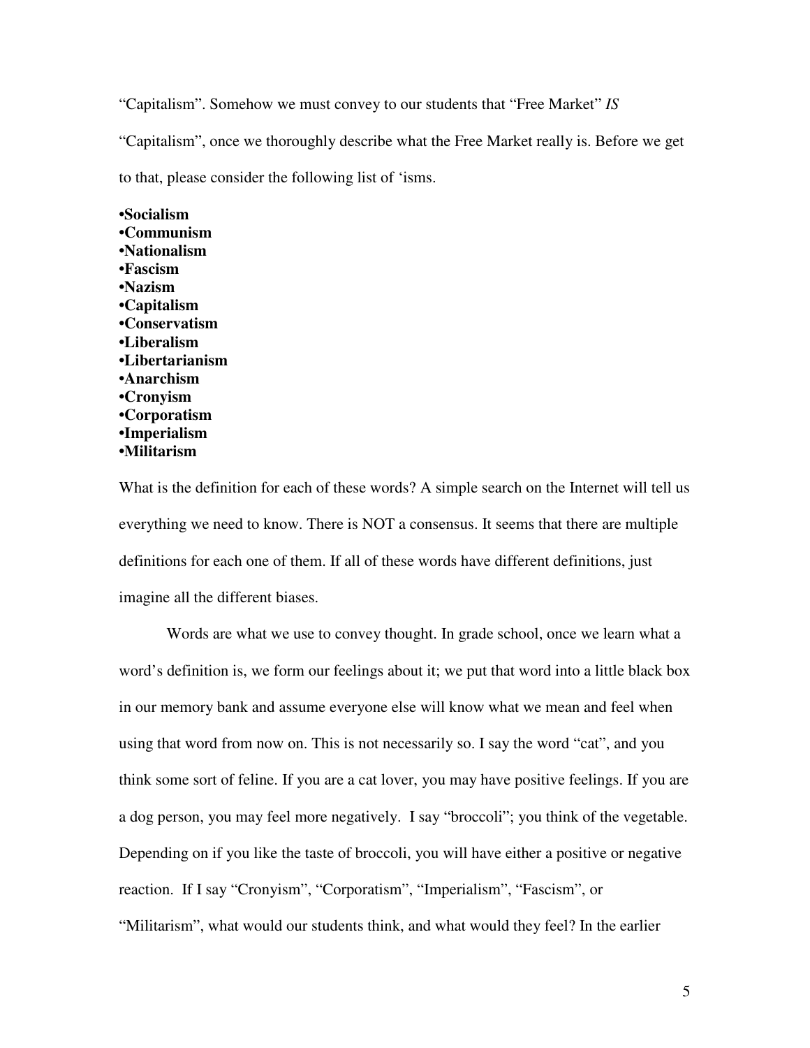"Capitalism". Somehow we must convey to our students that "Free Market" *IS* "Capitalism", once we thoroughly describe what the Free Market really is. Before we get to that, please consider the following list of 'isms.

- **Socialism**
- **Communism**
- **Nationalism**
- **Fascism**
- **Nazism**
- **Capitalism**
- **Conservatism**
- **Liberalism**
- **Libertarianism**
- **Anarchism**
- **Cronyism**
- **Corporatism**
- **Imperialism**
- **Militarism**

What is the definition for each of these words? A simple search on the Internet will tell us everything we need to know. There is NOT a consensus. It seems that there are multiple definitions for each one of them. If all of these words have different definitions, just imagine all the different biases.

Words are what we use to convey thought. In grade school, once we learn what a word's definition is, we form our feelings about it; we put that word into a little black box in our memory bank and assume everyone else will know what we mean and feel when using that word from now on. This is not necessarily so. I say the word "cat", and you think some sort of feline. If you are a cat lover, you may have positive feelings. If you are a dog person, you may feel more negatively. I say "broccoli"; you think of the vegetable. Depending on if you like the taste of broccoli, you will have either a positive or negative reaction. If I say "Cronyism", "Corporatism", "Imperialism", "Fascism", or "Militarism", what would our students think, and what would they feel? In the earlier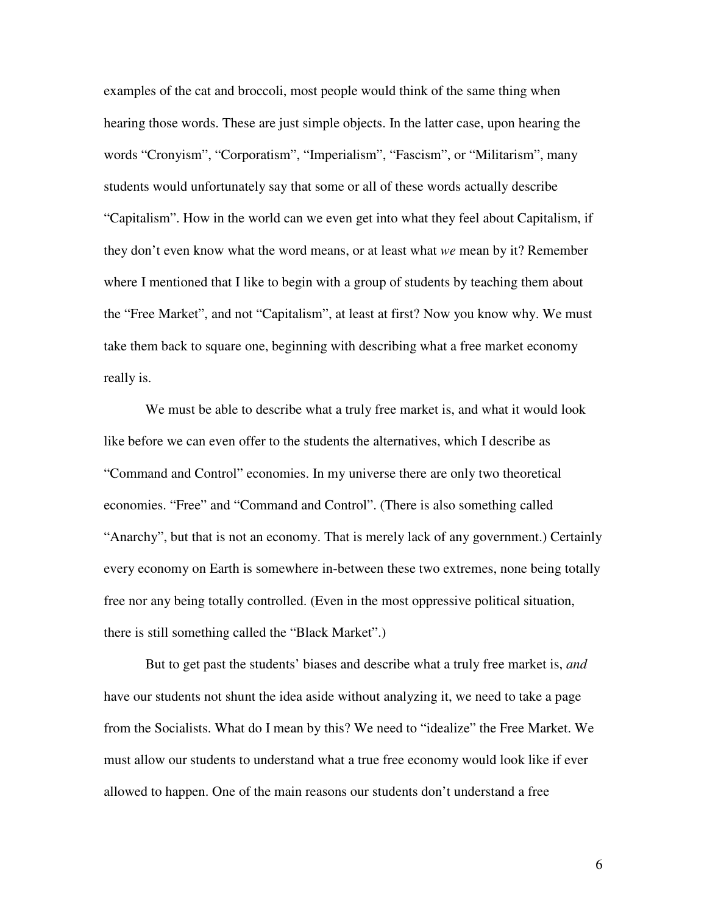examples of the cat and broccoli, most people would think of the same thing when hearing those words. These are just simple objects. In the latter case, upon hearing the words "Cronyism", "Corporatism", "Imperialism", "Fascism", or "Militarism", many students would unfortunately say that some or all of these words actually describe "Capitalism". How in the world can we even get into what they feel about Capitalism, if they don't even know what the word means, or at least what *we* mean by it? Remember where I mentioned that I like to begin with a group of students by teaching them about the "Free Market", and not "Capitalism", at least at first? Now you know why. We must take them back to square one, beginning with describing what a free market economy really is.

We must be able to describe what a truly free market is, and what it would look like before we can even offer to the students the alternatives, which I describe as "Command and Control" economies. In my universe there are only two theoretical economies. "Free" and "Command and Control". (There is also something called "Anarchy", but that is not an economy. That is merely lack of any government.) Certainly every economy on Earth is somewhere in-between these two extremes, none being totally free nor any being totally controlled. (Even in the most oppressive political situation, there is still something called the "Black Market".)

But to get past the students' biases and describe what a truly free market is, *and* have our students not shunt the idea aside without analyzing it, we need to take a page from the Socialists. What do I mean by this? We need to "idealize" the Free Market. We must allow our students to understand what a true free economy would look like if ever allowed to happen. One of the main reasons our students don't understand a free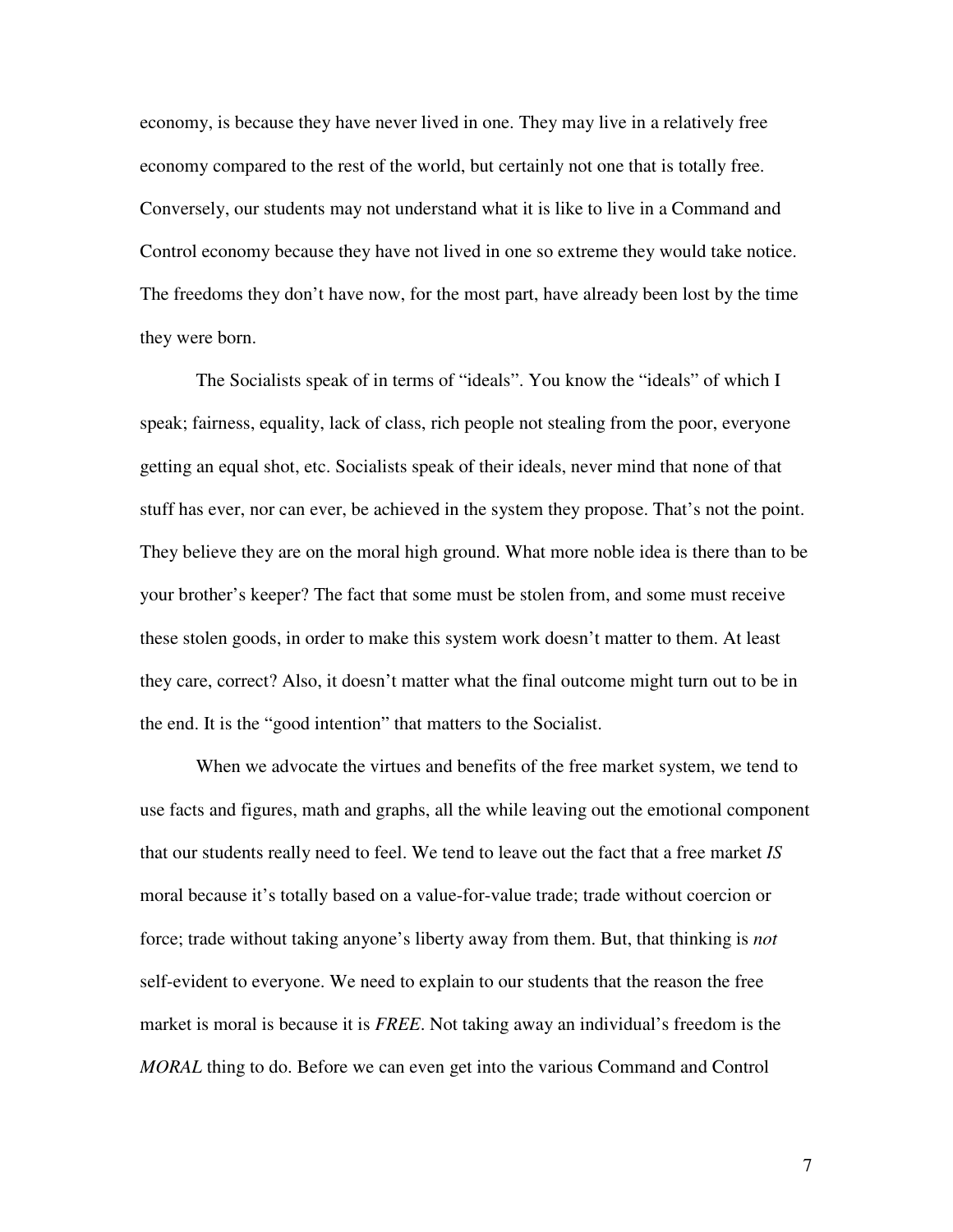economy, is because they have never lived in one. They may live in a relatively free economy compared to the rest of the world, but certainly not one that is totally free. Conversely, our students may not understand what it is like to live in a Command and Control economy because they have not lived in one so extreme they would take notice. The freedoms they don't have now, for the most part, have already been lost by the time they were born.

The Socialists speak of in terms of "ideals". You know the "ideals" of which I speak; fairness, equality, lack of class, rich people not stealing from the poor, everyone getting an equal shot, etc. Socialists speak of their ideals, never mind that none of that stuff has ever, nor can ever, be achieved in the system they propose. That's not the point. They believe they are on the moral high ground. What more noble idea is there than to be your brother's keeper? The fact that some must be stolen from, and some must receive these stolen goods, in order to make this system work doesn't matter to them. At least they care, correct? Also, it doesn't matter what the final outcome might turn out to be in the end. It is the "good intention" that matters to the Socialist.

When we advocate the virtues and benefits of the free market system, we tend to use facts and figures, math and graphs, all the while leaving out the emotional component that our students really need to feel. We tend to leave out the fact that a free market *IS* moral because it's totally based on a value-for-value trade; trade without coercion or force; trade without taking anyone's liberty away from them. But, that thinking is *not* self-evident to everyone. We need to explain to our students that the reason the free market is moral is because it is *FREE*. Not taking away an individual's freedom is the *MORAL* thing to do. Before we can even get into the various Command and Control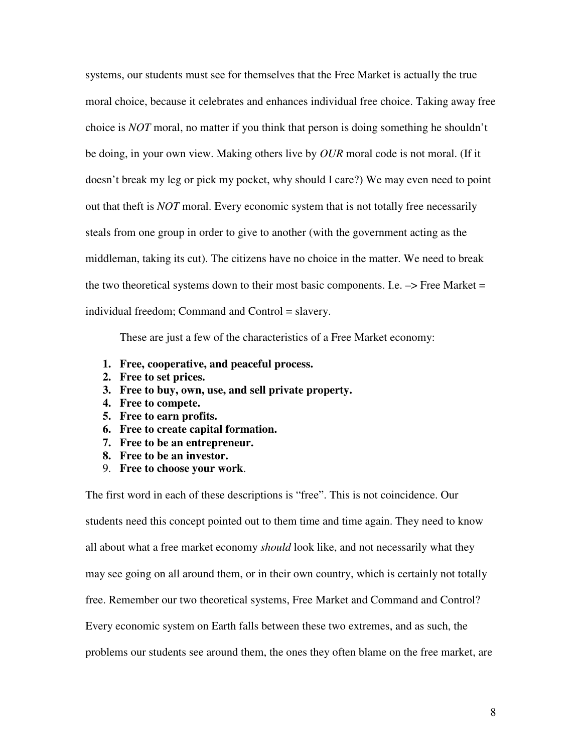systems, our students must see for themselves that the Free Market is actually the true moral choice, because it celebrates and enhances individual free choice. Taking away free choice is *NOT* moral, no matter if you think that person is doing something he shouldn't be doing, in your own view. Making others live by *OUR* moral code is not moral. (If it doesn't break my leg or pick my pocket, why should I care?) We may even need to point out that theft is *NOT* moral. Every economic system that is not totally free necessarily steals from one group in order to give to another (with the government acting as the middleman, taking its cut). The citizens have no choice in the matter. We need to break the two theoretical systems down to their most basic components. I.e. –> Free Market = individual freedom; Command and Control = slavery.

These are just a few of the characteristics of a Free Market economy:

1. **Free, cooperative, and peaceful process.**
2. **Free to set prices.**
3. **Free to buy, own, use, and sell private property.**
4. **Free to compete.**
5. **Free to earn profits.**
6. **Free to create capital formation.**
7. **Free to be an entrepreneur.**
8. **Free to be an investor.**
9. **Free to choose your work**.

The first word in each of these descriptions is "free". This is not coincidence. Our students need this concept pointed out to them time and time again. They need to know all about what a free market economy *should* look like, and not necessarily what they may see going on all around them, or in their own country, which is certainly not totally free. Remember our two theoretical systems, Free Market and Command and Control? Every economic system on Earth falls between these two extremes, and as such, the problems our students see around them, the ones they often blame on the free market, are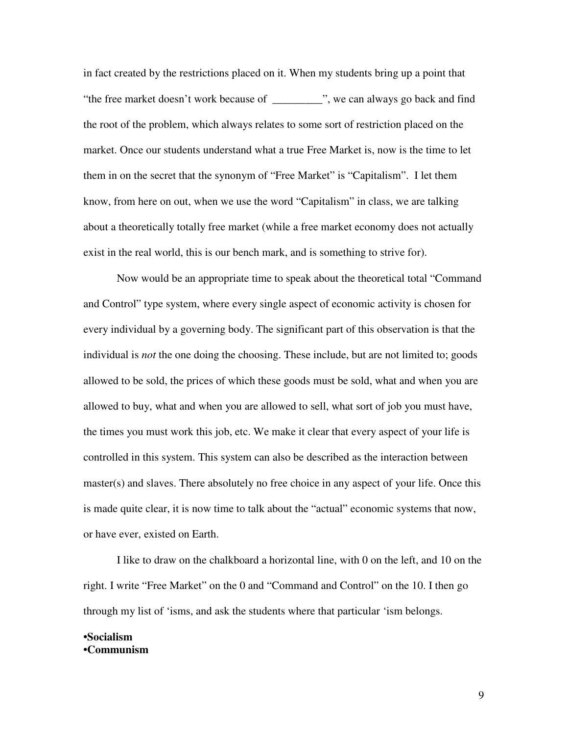in fact created by the restrictions placed on it. When my students bring up a point that "the free market doesn't work because of _________", we can always go back and find the root of the problem, which always relates to some sort of restriction placed on the market. Once our students understand what a true Free Market is, now is the time to let them in on the secret that the synonym of "Free Market" is "Capitalism". I let them know, from here on out, when we use the word "Capitalism" in class, we are talking about a theoretically totally free market (while a free market economy does not actually exist in the real world, this is our bench mark, and is something to strive for).

Now would be an appropriate time to speak about the theoretical total "Command and Control" type system, where every single aspect of economic activity is chosen for every individual by a governing body. The significant part of this observation is that the individual is *not* the one doing the choosing. These include, but are not limited to; goods allowed to be sold, the prices of which these goods must be sold, what and when you are allowed to buy, what and when you are allowed to sell, what sort of job you must have, the times you must work this job, etc. We make it clear that every aspect of your life is controlled in this system. This system can also be described as the interaction between master(s) and slaves. There absolutely no free choice in any aspect of your life. Once this is made quite clear, it is now time to talk about the "actual" economic systems that now, or have ever, existed on Earth.

I like to draw on the chalkboard a horizontal line, with 0 on the left, and 10 on the right. I write "Free Market" on the 0 and "Command and Control" on the 10. I then go through my list of 'isms, and ask the students where that particular 'ism belongs.

- **Socialism**
- **Communism**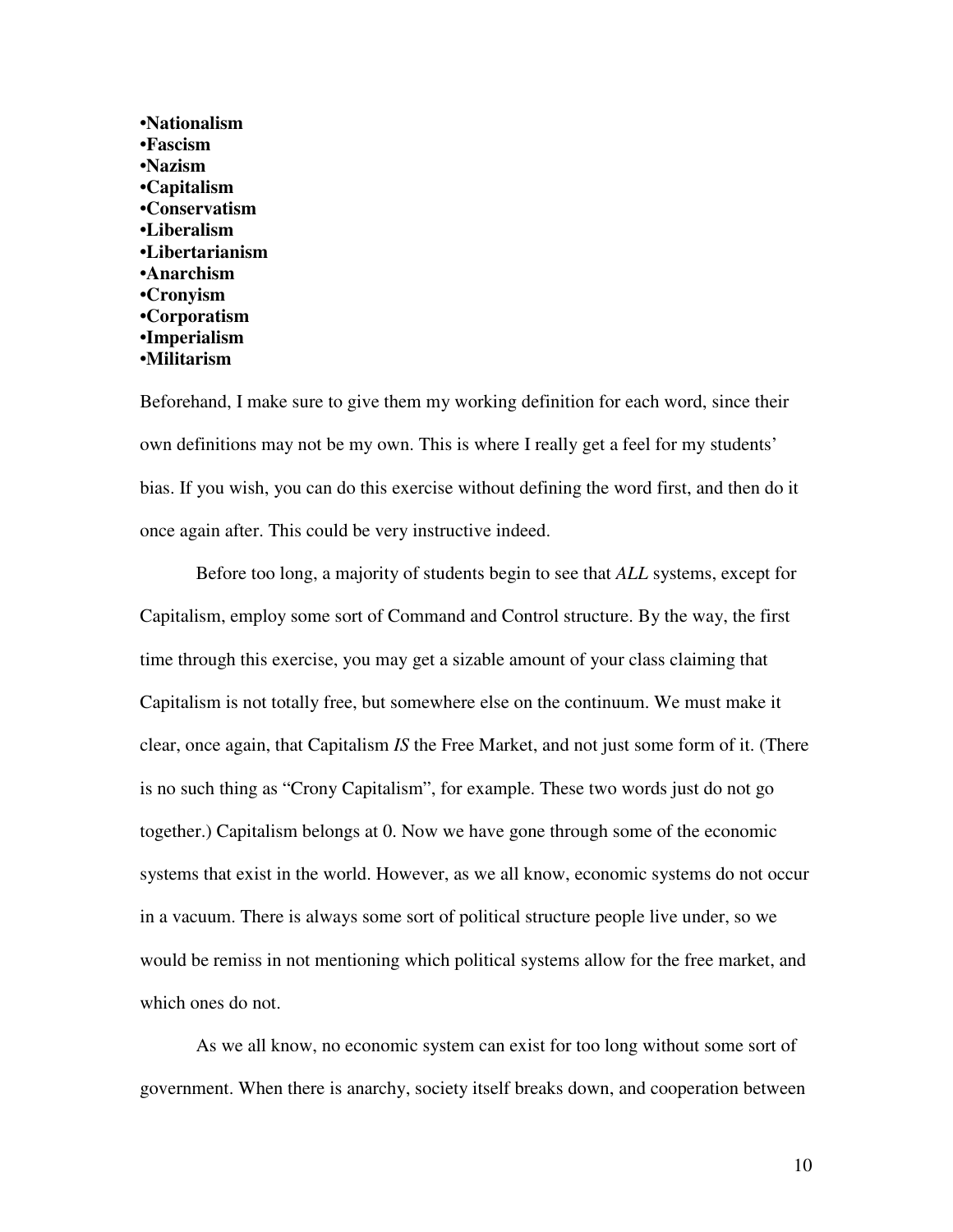**•Nationalism**
**•Fascism**
**•Nazism**
**•Capitalism**
**•Conservatism**
**•Liberalism**
**•Libertarianism**
**•Anarchism**
**•Cronyism**
**•Corporatism**
**•Imperialism**
**•Militarism**

Beforehand, I make sure to give them my working definition for each word, since their own definitions may not be my own. This is where I really get a feel for my students' bias. If you wish, you can do this exercise without defining the word first, and then do it once again after. This could be very instructive indeed.

Before too long, a majority of students begin to see that *ALL* systems, except for Capitalism, employ some sort of Command and Control structure. By the way, the first time through this exercise, you may get a sizable amount of your class claiming that Capitalism is not totally free, but somewhere else on the continuum. We must make it clear, once again, that Capitalism *IS* the Free Market, and not just some form of it. (There is no such thing as "Crony Capitalism", for example. These two words just do not go together.) Capitalism belongs at 0. Now we have gone through some of the economic systems that exist in the world. However, as we all know, economic systems do not occur in a vacuum. There is always some sort of political structure people live under, so we would be remiss in not mentioning which political systems allow for the free market, and which ones do not.

As we all know, no economic system can exist for too long without some sort of government. When there is anarchy, society itself breaks down, and cooperation between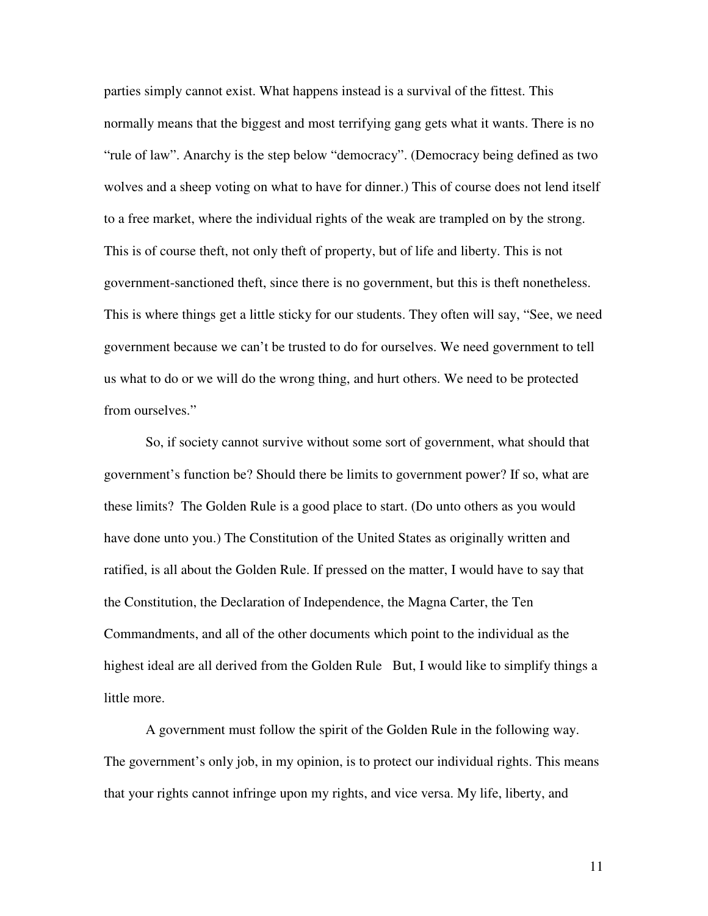parties simply cannot exist. What happens instead is a survival of the fittest. This normally means that the biggest and most terrifying gang gets what it wants. There is no "rule of law". Anarchy is the step below "democracy". (Democracy being defined as two wolves and a sheep voting on what to have for dinner.) This of course does not lend itself to a free market, where the individual rights of the weak are trampled on by the strong. This is of course theft, not only theft of property, but of life and liberty. This is not government-sanctioned theft, since there is no government, but this is theft nonetheless. This is where things get a little sticky for our students. They often will say, "See, we need government because we can't be trusted to do for ourselves. We need government to tell us what to do or we will do the wrong thing, and hurt others. We need to be protected from ourselves."

So, if society cannot survive without some sort of government, what should that government's function be? Should there be limits to government power? If so, what are these limits? The Golden Rule is a good place to start. (Do unto others as you would have done unto you.) The Constitution of the United States as originally written and ratified, is all about the Golden Rule. If pressed on the matter, I would have to say that the Constitution, the Declaration of Independence, the Magna Carter, the Ten Commandments, and all of the other documents which point to the individual as the highest ideal are all derived from the Golden Rule But, I would like to simplify things a little more.

A government must follow the spirit of the Golden Rule in the following way. The government's only job, in my opinion, is to protect our individual rights. This means that your rights cannot infringe upon my rights, and vice versa. My life, liberty, and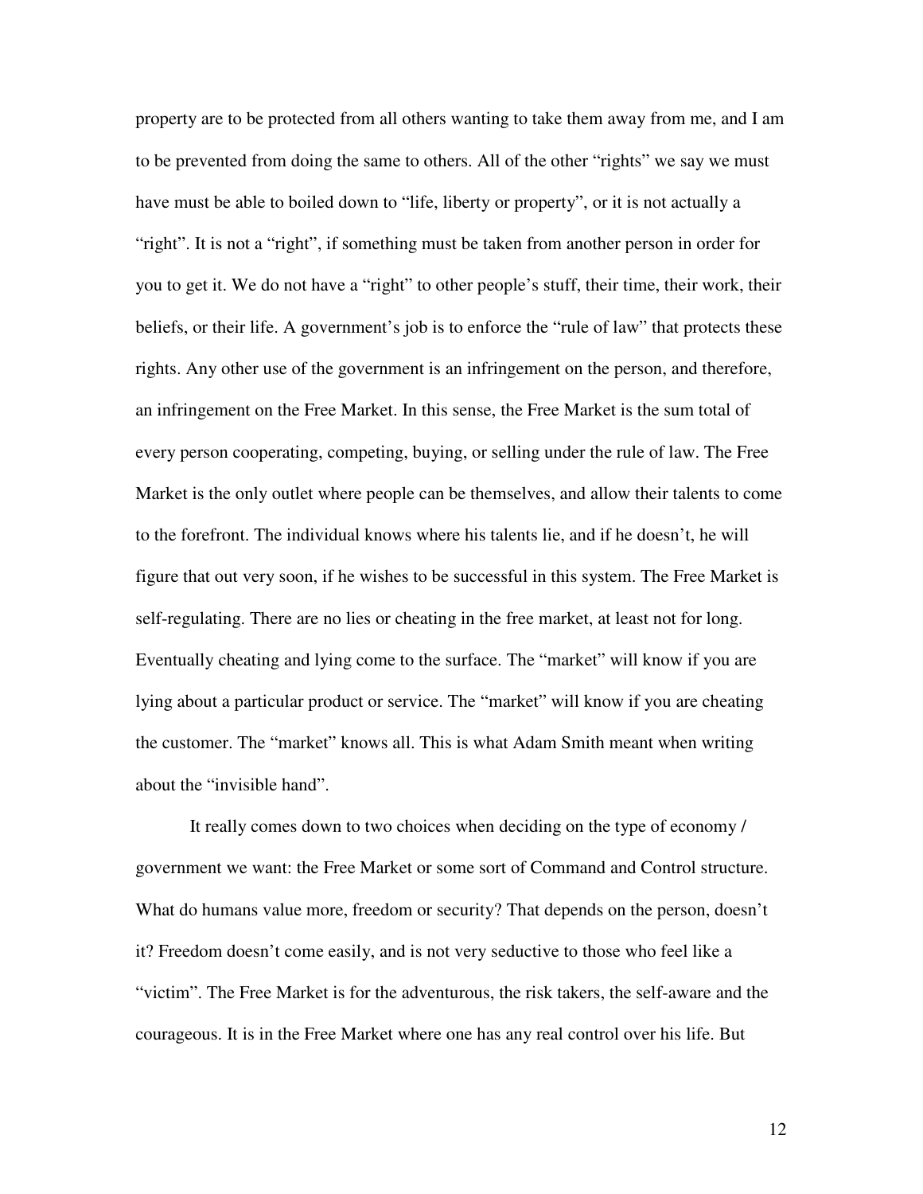property are to be protected from all others wanting to take them away from me, and I am to be prevented from doing the same to others. All of the other "rights" we say we must have must be able to boiled down to "life, liberty or property", or it is not actually a "right". It is not a "right", if something must be taken from another person in order for you to get it. We do not have a "right" to other people's stuff, their time, their work, their beliefs, or their life. A government's job is to enforce the "rule of law" that protects these rights. Any other use of the government is an infringement on the person, and therefore, an infringement on the Free Market. In this sense, the Free Market is the sum total of every person cooperating, competing, buying, or selling under the rule of law. The Free Market is the only outlet where people can be themselves, and allow their talents to come to the forefront. The individual knows where his talents lie, and if he doesn't, he will figure that out very soon, if he wishes to be successful in this system. The Free Market is self-regulating. There are no lies or cheating in the free market, at least not for long. Eventually cheating and lying come to the surface. The "market" will know if you are lying about a particular product or service. The "market" will know if you are cheating the customer. The "market" knows all. This is what Adam Smith meant when writing about the "invisible hand".

It really comes down to two choices when deciding on the type of economy / government we want: the Free Market or some sort of Command and Control structure. What do humans value more, freedom or security? That depends on the person, doesn't it? Freedom doesn't come easily, and is not very seductive to those who feel like a "victim". The Free Market is for the adventurous, the risk takers, the self-aware and the courageous. It is in the Free Market where one has any real control over his life. But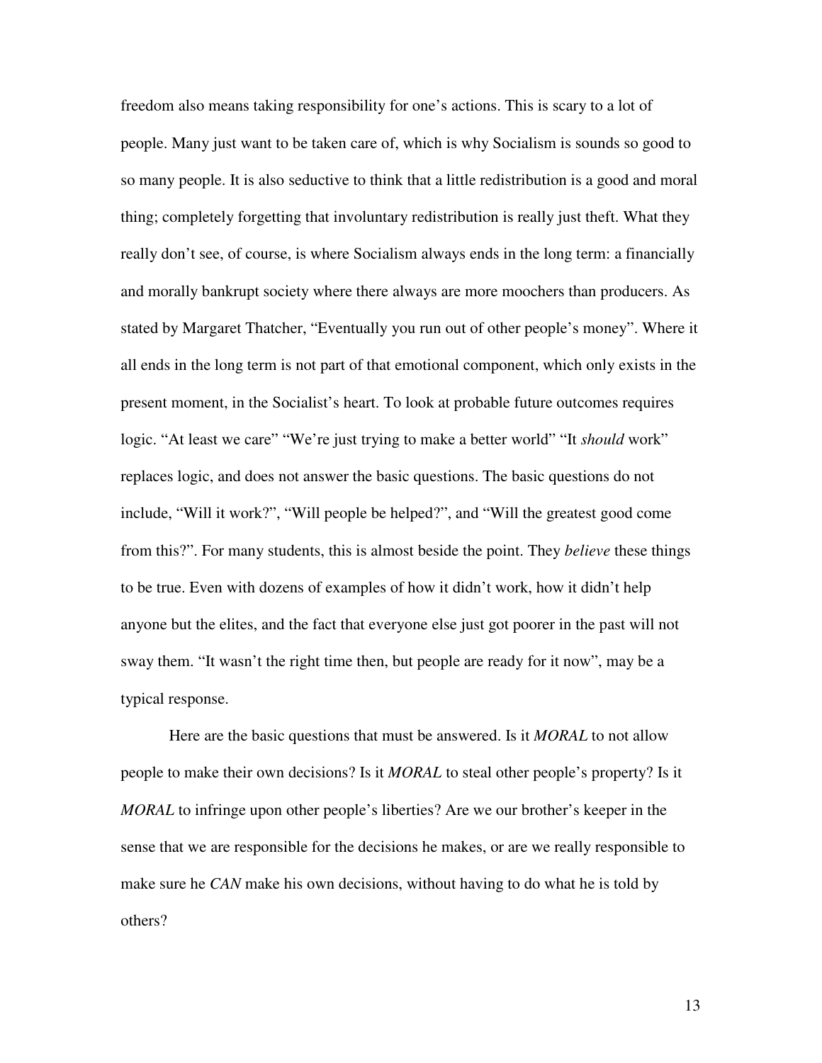freedom also means taking responsibility for one's actions. This is scary to a lot of people. Many just want to be taken care of, which is why Socialism is sounds so good to so many people. It is also seductive to think that a little redistribution is a good and moral thing; completely forgetting that involuntary redistribution is really just theft. What they really don't see, of course, is where Socialism always ends in the long term: a financially and morally bankrupt society where there always are more moochers than producers. As stated by Margaret Thatcher, "Eventually you run out of other people's money". Where it all ends in the long term is not part of that emotional component, which only exists in the present moment, in the Socialist's heart. To look at probable future outcomes requires logic. "At least we care" "We're just trying to make a better world" "It *should* work" replaces logic, and does not answer the basic questions. The basic questions do not include, "Will it work?", "Will people be helped?", and "Will the greatest good come from this?". For many students, this is almost beside the point. They *believe* these things to be true. Even with dozens of examples of how it didn't work, how it didn't help anyone but the elites, and the fact that everyone else just got poorer in the past will not sway them. "It wasn't the right time then, but people are ready for it now", may be a typical response.

Here are the basic questions that must be answered. Is it *MORAL* to not allow people to make their own decisions? Is it *MORAL* to steal other people's property? Is it *MORAL* to infringe upon other people's liberties? Are we our brother's keeper in the sense that we are responsible for the decisions he makes, or are we really responsible to make sure he *CAN* make his own decisions, without having to do what he is told by others?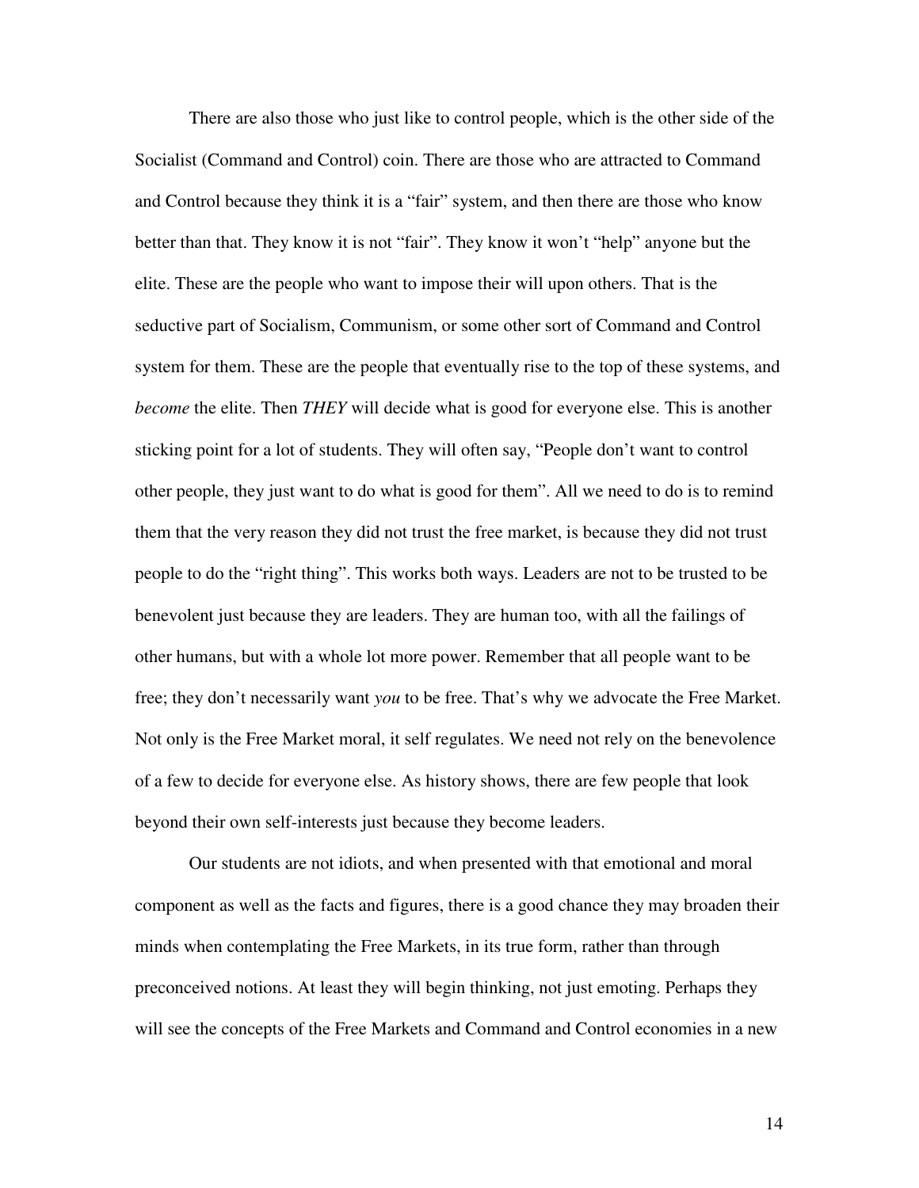There are also those who just like to control people, which is the other side of the Socialist (Command and Control) coin. There are those who are attracted to Command and Control because they think it is a “fair” system, and then there are those who know better than that. They know it is not “fair”. They know it won’t “help” anyone but the elite. These are the people who want to impose their will upon others. That is the seductive part of Socialism, Communism, or some other sort of Command and Control system for them. These are the people that eventually rise to the top of these systems, and *become* the elite. Then *THEY* will decide what is good for everyone else. This is another sticking point for a lot of students. They will often say, “People don’t want to control other people, they just want to do what is good for them”. All we need to do is to remind them that the very reason they did not trust the free market, is because they did not trust people to do the “right thing”. This works both ways. Leaders are not to be trusted to be benevolent just because they are leaders. They are human too, with all the failings of other humans, but with a whole lot more power. Remember that all people want to be free; they don’t necessarily want *you* to be free. That’s why we advocate the Free Market. Not only is the Free Market moral, it self regulates. We need not rely on the benevolence of a few to decide for everyone else. As history shows, there are few people that look beyond their own self-interests just because they become leaders.

Our students are not idiots, and when presented with that emotional and moral component as well as the facts and figures, there is a good chance they may broaden their minds when contemplating the Free Markets, in its true form, rather than through preconceived notions. At least they will begin thinking, not just emoting. Perhaps they will see the concepts of the Free Markets and Command and Control economies in a new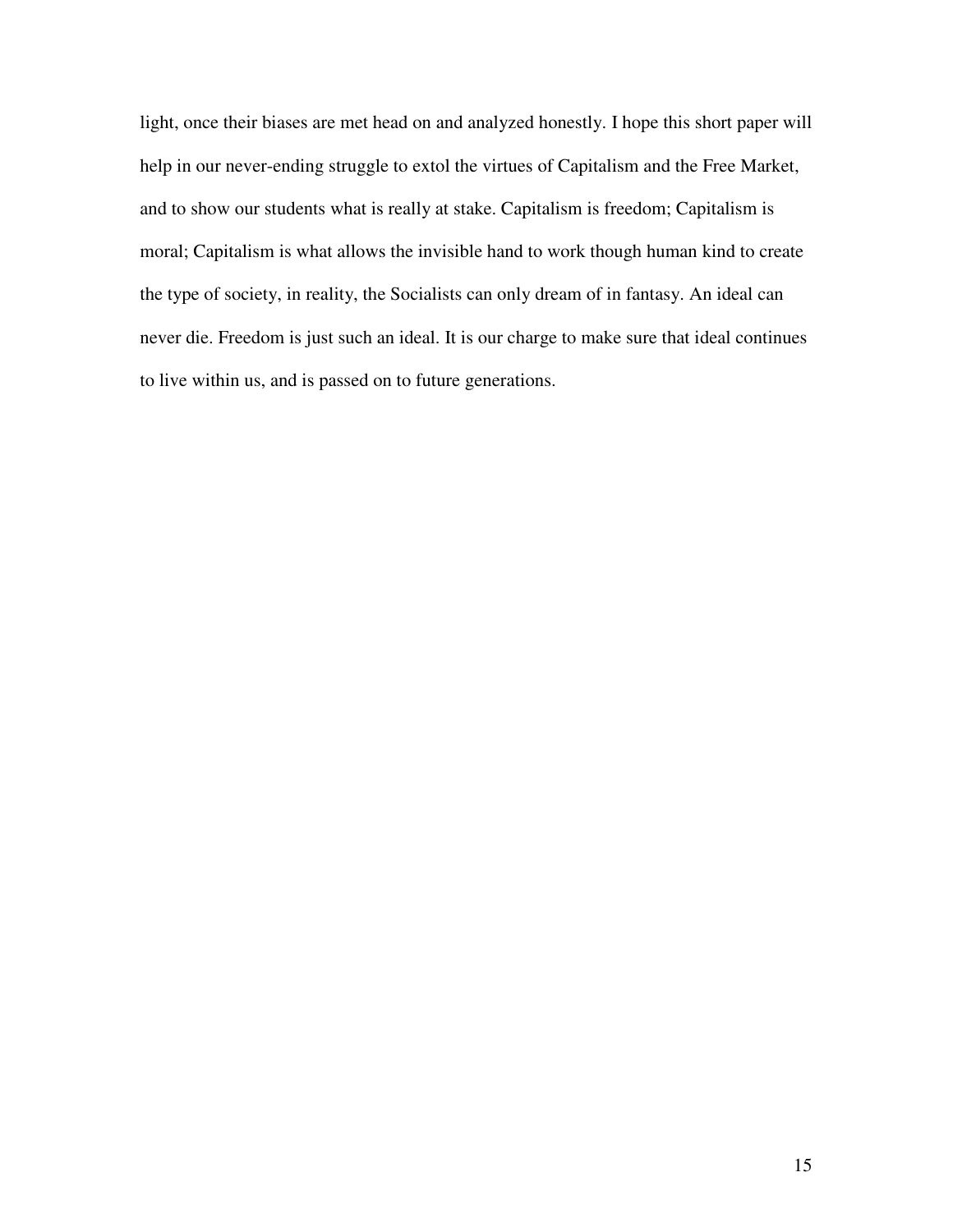light, once their biases are met head on and analyzed honestly. I hope this short paper will help in our never-ending struggle to extol the virtues of Capitalism and the Free Market, and to show our students what is really at stake. Capitalism is freedom; Capitalism is moral; Capitalism is what allows the invisible hand to work though human kind to create the type of society, in reality, the Socialists can only dream of in fantasy. An ideal can never die. Freedom is just such an ideal. It is our charge to make sure that ideal continues to live within us, and is passed on to future generations.